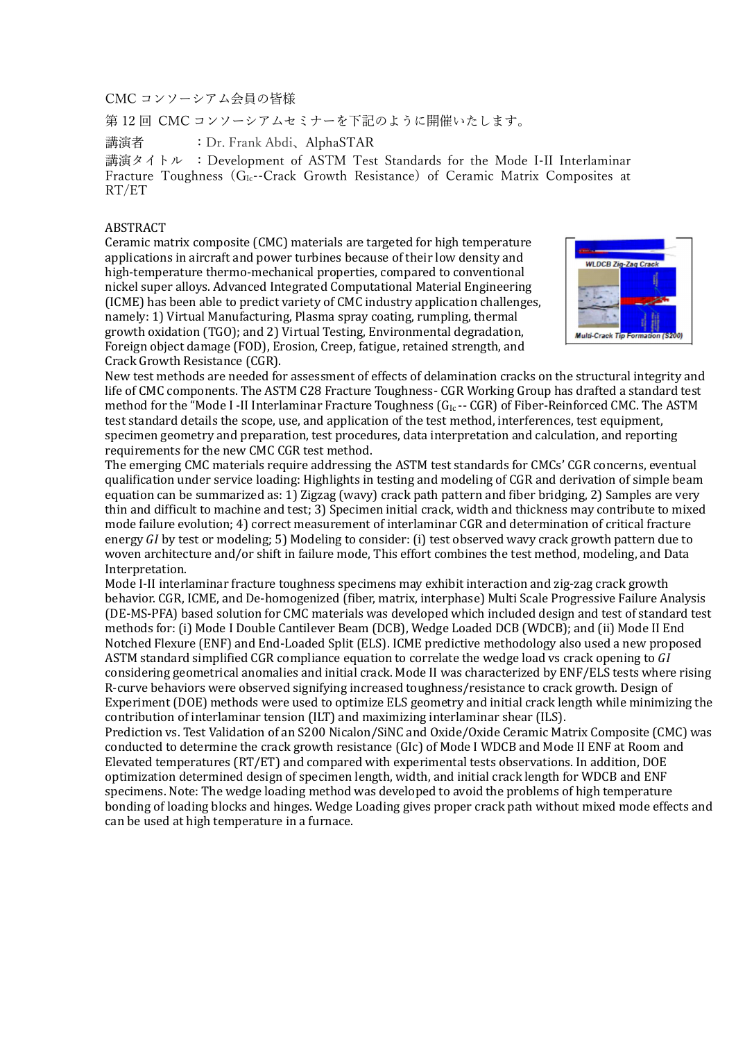CMC コンソーシアム会員の皆様

第 12 回 CMC コンソーシアムセミナーを下記のように開催いたします。

講演者　　　：Dr. Frank Abdi、AlphaSTAR

講演タイトル　：Development of ASTM Test Standards for the Mode I-II Interlaminar Fracture Toughness ($G_{Ic}$--Crack Growth Resistance) of Ceramic Matrix Composites at RT/ET

ABSTRACT

Ceramic matrix composite (CMC) materials are targeted for high temperature applications in aircraft and power turbines because of their low density and high-temperature thermo-mechanical properties, compared to conventional nickel super alloys. Advanced Integrated Computational Material Engineering (ICME) has been able to predict variety of CMC industry application challenges, namely: 1) Virtual Manufacturing, Plasma spray coating, rumpling, thermal growth oxidation (TGO); and 2) Virtual Testing, Environmental degradation, Foreign object damage (FOD), Erosion, Creep, fatigue, retained strength, and Crack Growth Resistance (CGR).

New test methods are needed for assessment of effects of delamination cracks on the structural integrity and life of CMC components. The ASTM C28 Fracture Toughness- CGR Working Group has drafted a standard test method for the "Mode I -II Interlaminar Fracture Toughness ($G_{Ic}$-- CGR) of Fiber-Reinforced CMC. The ASTM test standard details the scope, use, and application of the test method, interferences, test equipment, specimen geometry and preparation, test procedures, data interpretation and calculation, and reporting requirements for the new CMC CGR test method.

The emerging CMC materials require addressing the ASTM test standards for CMCs' CGR concerns, eventual qualification under service loading: Highlights in testing and modeling of CGR and derivation of simple beam equation can be summarized as: 1) Zigzag (wavy) crack path pattern and fiber bridging, 2) Samples are very thin and difficult to machine and test; 3) Specimen initial crack, width and thickness may contribute to mixed mode failure evolution; 4) correct measurement of interlaminar CGR and determination of critical fracture energy *GI* by test or modeling; 5) Modeling to consider: (i) test observed wavy crack growth pattern due to woven architecture and/or shift in failure mode, This effort combines the test method, modeling, and Data Interpretation.

Mode I-II interlaminar fracture toughness specimens may exhibit interaction and zig-zag crack growth behavior. CGR, ICME, and De-homogenized (fiber, matrix, interphase) Multi Scale Progressive Failure Analysis (DE-MS-PFA) based solution for CMC materials was developed which included design and test of standard test methods for: (i) Mode I Double Cantilever Beam (DCB), Wedge Loaded DCB (WDCB); and (ii) Mode II End Notched Flexure (ENF) and End-Loaded Split (ELS). ICME predictive methodology also used a new proposed ASTM standard simplified CGR compliance equation to correlate the wedge load vs crack opening to *GI* considering geometrical anomalies and initial crack. Mode II was characterized by ENF/ELS tests where rising R-curve behaviors were observed signifying increased toughness/resistance to crack growth. Design of Experiment (DOE) methods were used to optimize ELS geometry and initial crack length while minimizing the contribution of interlaminar tension (ILT) and maximizing interlaminar shear (ILS).

Prediction vs. Test Validation of an S200 Nicalon/SiNC and Oxide/Oxide Ceramic Matrix Composite (CMC) was conducted to determine the crack growth resistance (GIc) of Mode I WDCB and Mode II ENF at Room and Elevated temperatures (RT/ET) and compared with experimental tests observations. In addition, DOE optimization determined design of specimen length, width, and initial crack length for WDCB and ENF specimens. Note: The wedge loading method was developed to avoid the problems of high temperature bonding of loading blocks and hinges. Wedge Loading gives proper crack path without mixed mode effects and can be used at high temperature in a furnace.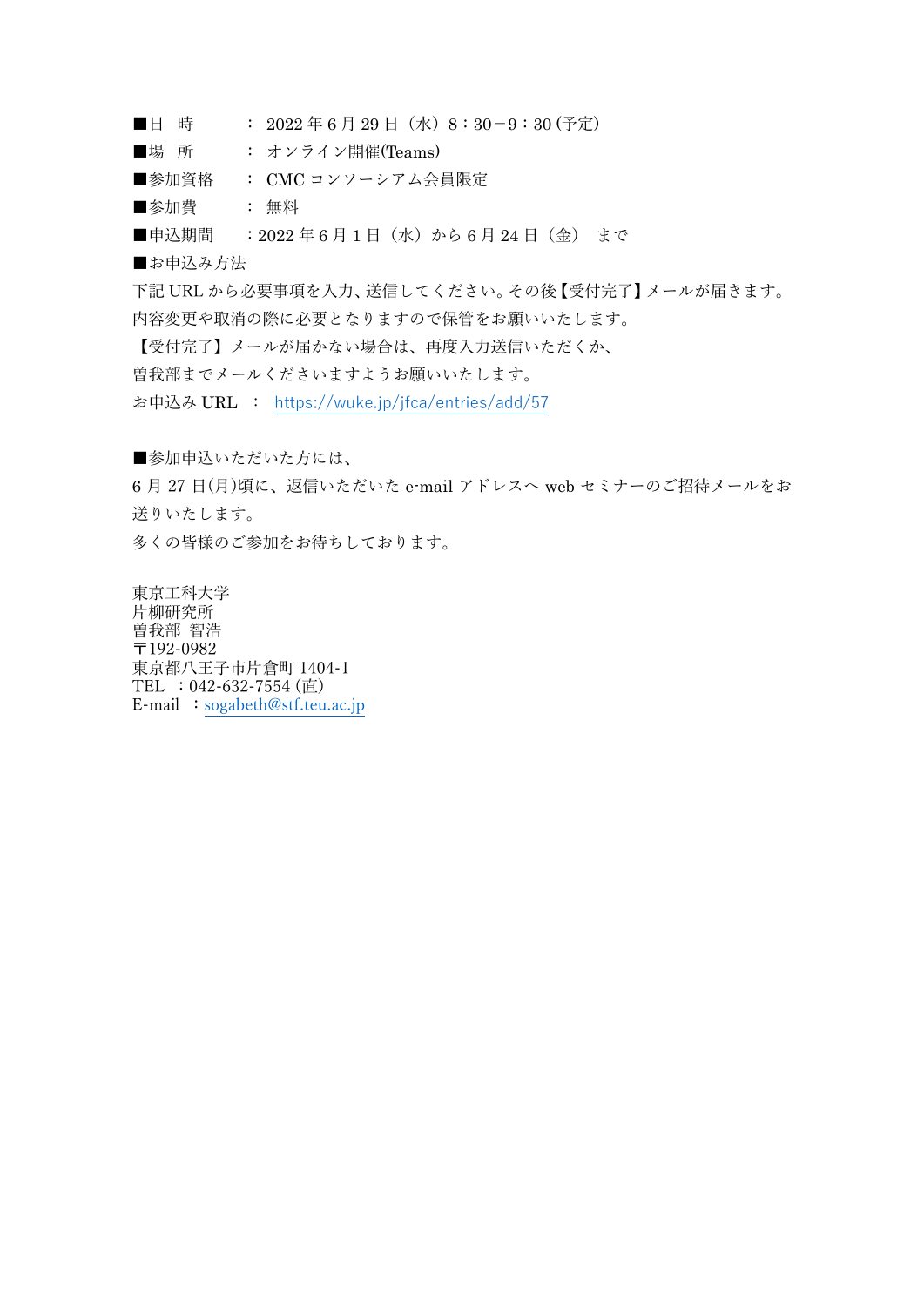■日　時　　：2022 年 6 月 29 日（水）8：30－9：30 (予定)

■場　所　　：オンライン開催(Teams)

■参加資格　：CMC コンソーシアム会員限定

■参加費　　：無料

■申込期間　：2022 年 6 月 1 日（水）から 6 月 24 日（金）　まで

■お申込み方法

下記 URL から必要事項を入力､送信してください。その後【受付完了】メールが届きます。
内容変更や取消の際に必要となりますので保管をお願いいたします。
【受付完了】メールが届かない場合は、再度入力送信いただくか、
曽我部までメールくださいますようお願いいたします。
お申込み URL　：　https://wuke.jp/jfca/entries/add/57

■参加申込いただいた方には、
6 月 27 日(月)頃に、返信いただいた e-mail アドレスへ web セミナーのご招待メールをお送りいたします。
多くの皆様のご参加をお待ちしております。

東京工科大学
片柳研究所
曽我部 智浩
〒192-0982
東京都八王子市片倉町 1404-1
TEL ：042-632-7554 (直)
E-mail ：sogabeth@stf.teu.ac.jp